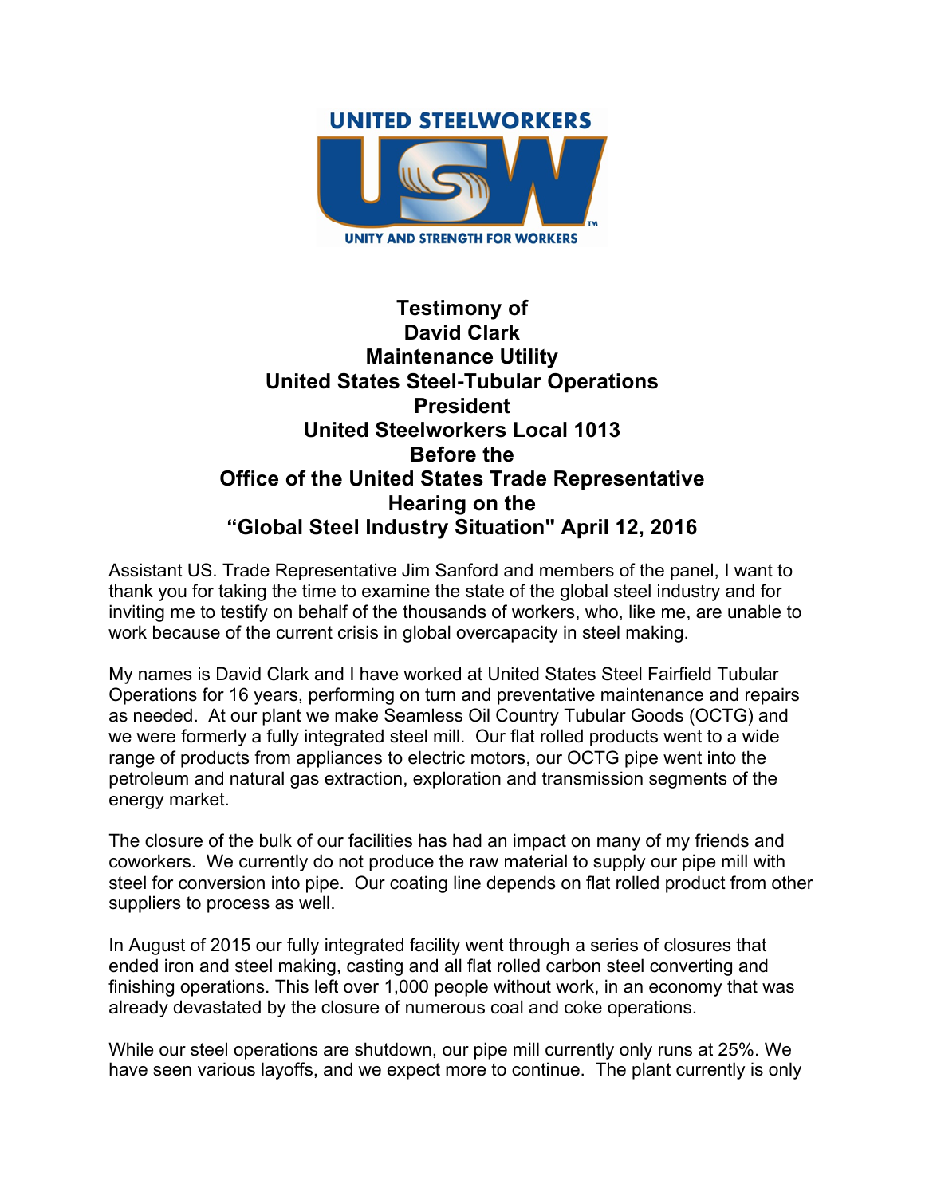# Testimony of David Clark Maintenance Utility United States Steel-Tubular Operations President United Steelworkers Local 1013 Before the Office of the United States Trade Representative Hearing on the "Global Steel Industry Situation" April 12, 2016

Assistant US. Trade Representative Jim Sanford and members of the panel, I want to thank you for taking the time to examine the state of the global steel industry and for inviting me to testify on behalf of the thousands of workers, who, like me, are unable to work because of the current crisis in global overcapacity in steel making.

My names is David Clark and I have worked at United States Steel Fairfield Tubular Operations for 16 years, performing on turn and preventative maintenance and repairs as needed. At our plant we make Seamless Oil Country Tubular Goods (OCTG) and we were formerly a fully integrated steel mill. Our flat rolled products went to a wide range of products from appliances to electric motors, our OCTG pipe went into the petroleum and natural gas extraction, exploration and transmission segments of the energy market.

The closure of the bulk of our facilities has had an impact on many of my friends and coworkers. We currently do not produce the raw material to supply our pipe mill with steel for conversion into pipe. Our coating line depends on flat rolled product from other suppliers to process as well.

In August of 2015 our fully integrated facility went through a series of closures that ended iron and steel making, casting and all flat rolled carbon steel converting and finishing operations. This left over 1,000 people without work, in an economy that was already devastated by the closure of numerous coal and coke operations.

While our steel operations are shutdown, our pipe mill currently only runs at 25%. We have seen various layoffs, and we expect more to continue. The plant currently is only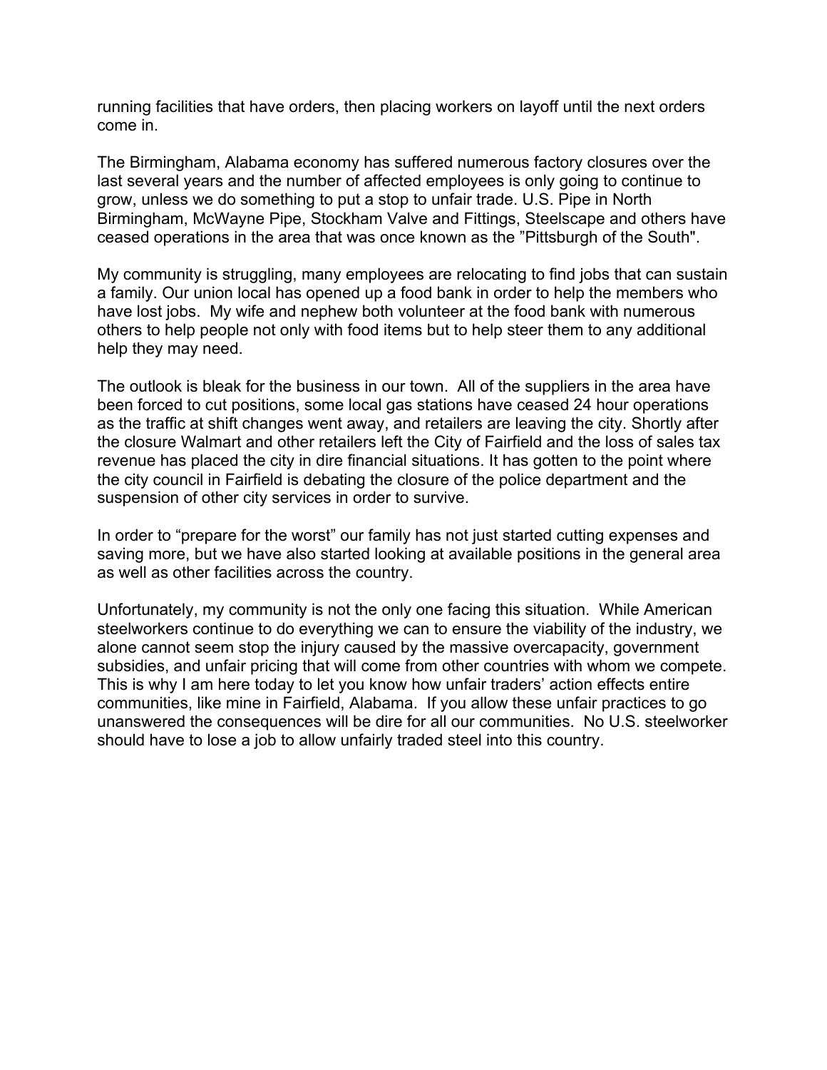running facilities that have orders, then placing workers on layoff until the next orders come in.

The Birmingham, Alabama economy has suffered numerous factory closures over the last several years and the number of affected employees is only going to continue to grow, unless we do something to put a stop to unfair trade. U.S. Pipe in North Birmingham, McWayne Pipe, Stockham Valve and Fittings, Steelscape and others have ceased operations in the area that was once known as the "Pittsburgh of the South".

My community is struggling, many employees are relocating to find jobs that can sustain a family. Our union local has opened up a food bank in order to help the members who have lost jobs. My wife and nephew both volunteer at the food bank with numerous others to help people not only with food items but to help steer them to any additional help they may need.

The outlook is bleak for the business in our town. All of the suppliers in the area have been forced to cut positions, some local gas stations have ceased 24 hour operations as the traffic at shift changes went away, and retailers are leaving the city. Shortly after the closure Walmart and other retailers left the City of Fairfield and the loss of sales tax revenue has placed the city in dire financial situations. It has gotten to the point where the city council in Fairfield is debating the closure of the police department and the suspension of other city services in order to survive.

In order to "prepare for the worst" our family has not just started cutting expenses and saving more, but we have also started looking at available positions in the general area as well as other facilities across the country.

Unfortunately, my community is not the only one facing this situation. While American steelworkers continue to do everything we can to ensure the viability of the industry, we alone cannot seem stop the injury caused by the massive overcapacity, government subsidies, and unfair pricing that will come from other countries with whom we compete. This is why I am here today to let you know how unfair traders' action effects entire communities, like mine in Fairfield, Alabama. If you allow these unfair practices to go unanswered the consequences will be dire for all our communities. No U.S. steelworker should have to lose a job to allow unfairly traded steel into this country.